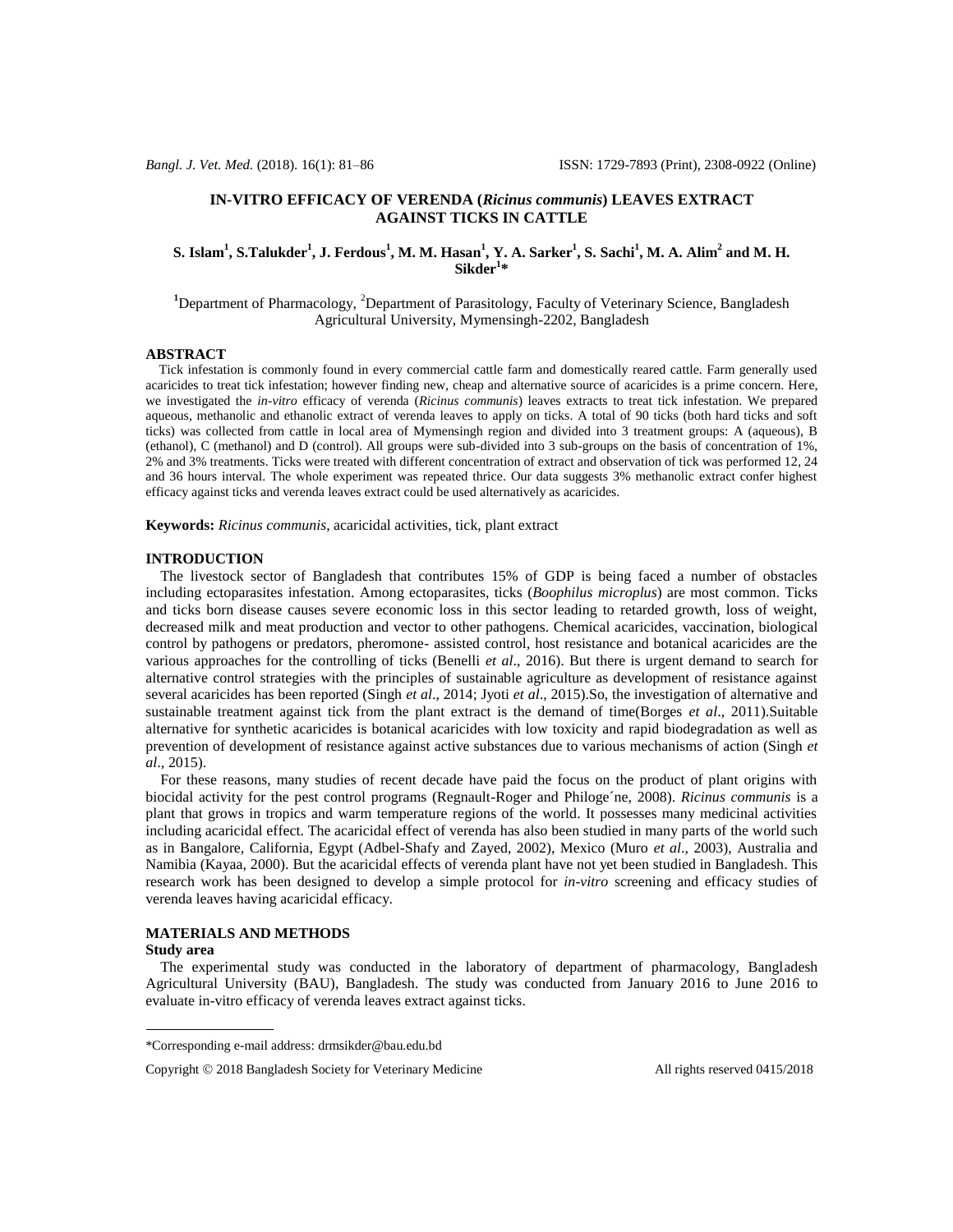# IN-VITRO EFFICACY OF VERENDA (*Ricinus communis*) LEAVES EXTRACT AGAINST TICKS IN CATTLE

**S. Islam[1], S.Talukder[1], J. Ferdous[1], M. M. Hasan[1], Y. A. Sarker[1], S. Sachi[1], M. A. Alim[2] and M. H. Sikder[1]***

[1]Department of Pharmacology, [2]Department of Parasitology, Faculty of Veterinary Science, Bangladesh Agricultural University, Mymensingh-2202, Bangladesh

## ABSTRACT

Tick infestation is commonly found in every commercial cattle farm and domestically reared cattle. Farm generally used acaricides to treat tick infestation; however finding new, cheap and alternative source of acaricides is a prime concern. Here, we investigated the *in-vitro* efficacy of verenda (*Ricinus communis*) leaves extracts to treat tick infestation. We prepared aqueous, methanolic and ethanolic extract of verenda leaves to apply on ticks. A total of 90 ticks (both hard ticks and soft ticks) was collected from cattle in local area of Mymensingh region and divided into 3 treatment groups: A (aqueous), B (ethanol), C (methanol) and D (control). All groups were sub-divided into 3 sub-groups on the basis of concentration of 1%, 2% and 3% treatments. Ticks were treated with different concentration of extract and observation of tick was performed 12, 24 and 36 hours interval. The whole experiment was repeated thrice. Our data suggests 3% methanolic extract confer highest efficacy against ticks and verenda leaves extract could be used alternatively as acaricides.

**Keywords:** *Ricinus communis*, acaricidal activities, tick, plant extract

## INTRODUCTION

The livestock sector of Bangladesh that contributes 15% of GDP is being faced a number of obstacles including ectoparasites infestation. Among ectoparasites, ticks (*Boophilus microplus*) are most common. Ticks and ticks born disease causes severe economic loss in this sector leading to retarded growth, loss of weight, decreased milk and meat production and vector to other pathogens. Chemical acaricides, vaccination, biological control by pathogens or predators, pheromone- assisted control, host resistance and botanical acaricides are the various approaches for the controlling of ticks (Benelli *et al*., 2016). But there is urgent demand to search for alternative control strategies with the principles of sustainable agriculture as development of resistance against several acaricides has been reported (Singh *et al*., 2014; Jyoti *et al*., 2015).So, the investigation of alternative and sustainable treatment against tick from the plant extract is the demand of time(Borges *et al*., 2011).Suitable alternative for synthetic acaricides is botanical acaricides with low toxicity and rapid biodegradation as well as prevention of development of resistance against active substances due to various mechanisms of action (Singh *et al*., 2015).

For these reasons, many studies of recent decade have paid the focus on the product of plant origins with biocidal activity for the pest control programs (Regnault-Roger and Philoge´ne, 2008). *Ricinus communis* is a plant that grows in tropics and warm temperature regions of the world. It possesses many medicinal activities including acaricidal effect. The acaricidal effect of verenda has also been studied in many parts of the world such as in Bangalore, California, Egypt (Adbel-Shafy and Zayed, 2002), Mexico (Muro *et al*., 2003), Australia and Namibia (Kayaa, 2000). But the acaricidal effects of verenda plant have not yet been studied in Bangladesh. This research work has been designed to develop a simple protocol for *in-vitro* screening and efficacy studies of verenda leaves having acaricidal efficacy.

## MATERIALS AND METHODS

### Study area

The experimental study was conducted in the laboratory of department of pharmacology, Bangladesh Agricultural University (BAU), Bangladesh. The study was conducted from January 2016 to June 2016 to evaluate in-vitro efficacy of verenda leaves extract against ticks.

*Corresponding e-mail address: drmsikder@bau.edu.bd

Copyright © 2018 Bangladesh Society for Veterinary Medicine All rights reserved 0415/2018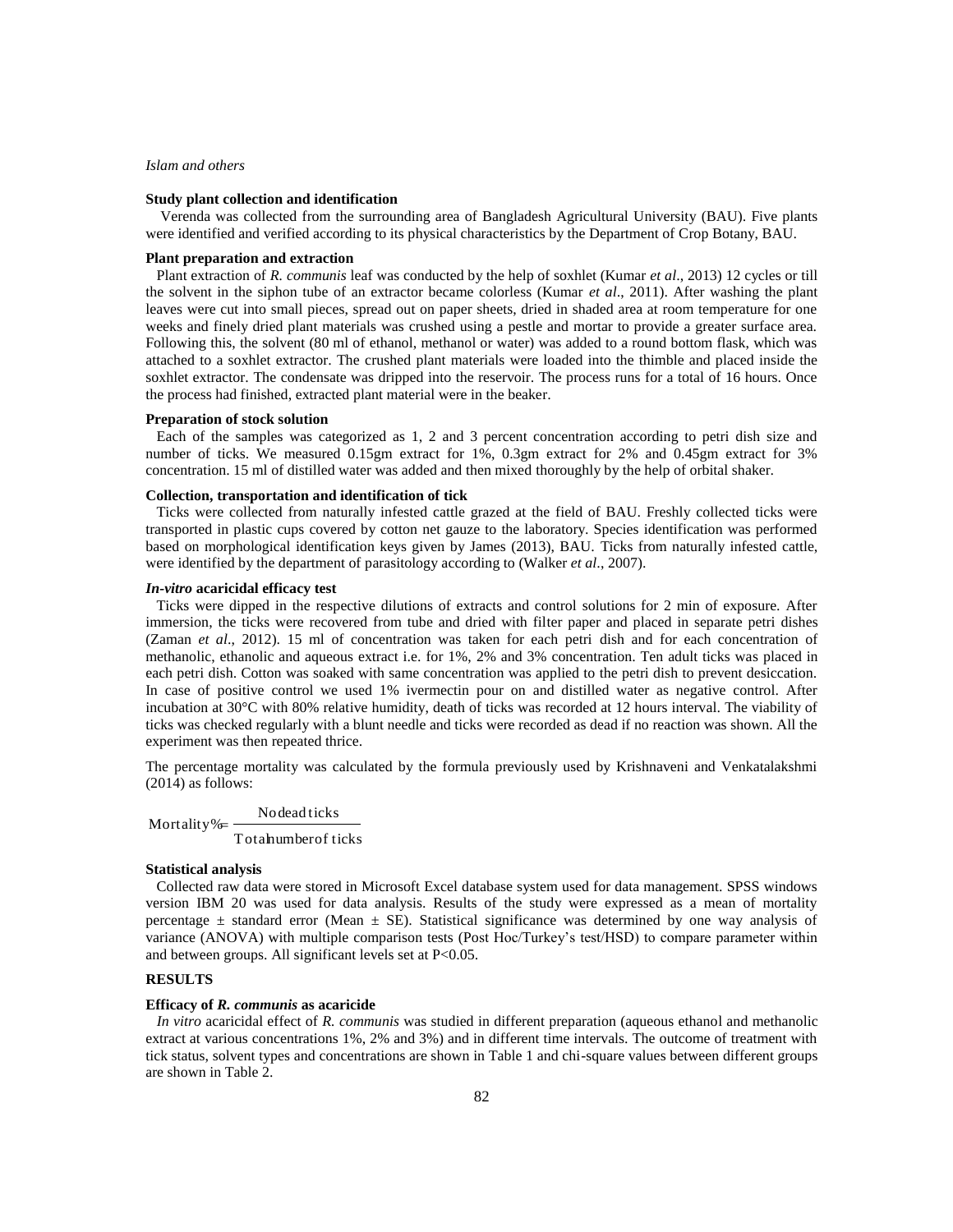**Study plant collection and identification**

Verenda was collected from the surrounding area of Bangladesh Agricultural University (BAU). Five plants were identified and verified according to its physical characteristics by the Department of Crop Botany, BAU.

**Plant preparation and extraction**

Plant extraction of *R. communis* leaf was conducted by the help of soxhlet (Kumar *et al*., 2013) 12 cycles or till the solvent in the siphon tube of an extractor became colorless (Kumar *et al*., 2011). After washing the plant leaves were cut into small pieces, spread out on paper sheets, dried in shaded area at room temperature for one weeks and finely dried plant materials was crushed using a pestle and mortar to provide a greater surface area. Following this, the solvent (80 ml of ethanol, methanol or water) was added to a round bottom flask, which was attached to a soxhlet extractor. The crushed plant materials were loaded into the thimble and placed inside the soxhlet extractor. The condensate was dripped into the reservoir. The process runs for a total of 16 hours. Once the process had finished, extracted plant material were in the beaker.

**Preparation of stock solution**

Each of the samples was categorized as 1, 2 and 3 percent concentration according to petri dish size and number of ticks. We measured 0.15gm extract for 1%, 0.3gm extract for 2% and 0.45gm extract for 3% concentration. 15 ml of distilled water was added and then mixed thoroughly by the help of orbital shaker.

**Collection, transportation and identification of tick**

Ticks were collected from naturally infested cattle grazed at the field of BAU. Freshly collected ticks were transported in plastic cups covered by cotton net gauze to the laboratory. Species identification was performed based on morphological identification keys given by James (2013), BAU. Ticks from naturally infested cattle, were identified by the department of parasitology according to (Walker *et al*., 2007).

***In-vitro* acaricidal efficacy test**

Ticks were dipped in the respective dilutions of extracts and control solutions for 2 min of exposure. After immersion, the ticks were recovered from tube and dried with filter paper and placed in separate petri dishes (Zaman *et al*., 2012). 15 ml of concentration was taken for each petri dish and for each concentration of methanolic, ethanolic and aqueous extract i.e. for 1%, 2% and 3% concentration. Ten adult ticks was placed in each petri dish. Cotton was soaked with same concentration was applied to the petri dish to prevent desiccation. In case of positive control we used 1% ivermectin pour on and distilled water as negative control. After incubation at 30°C with 80% relative humidity, death of ticks was recorded at 12 hours interval. The viability of ticks was checked regularly with a blunt needle and ticks were recorded as dead if no reaction was shown. All the experiment was then repeated thrice.

The percentage mortality was calculated by the formula previously used by Krishnaveni and Venkatalakshmi (2014) as follows:

$$\text{Mortality\%} = \frac{\text{No dead ticks}}{\text{Total number of ticks}}$$

**Statistical analysis**

Collected raw data were stored in Microsoft Excel database system used for data management. SPSS windows version IBM 20 was used for data analysis. Results of the study were expressed as a mean of mortality percentage ± standard error (Mean ± SE). Statistical significance was determined by one way analysis of variance (ANOVA) with multiple comparison tests (Post Hoc/Turkey's test/HSD) to compare parameter within and between groups. All significant levels set at $P<0.05$.

## RESULTS

**Efficacy of *R. communis* as acaricide**

*In vitro* acaricidal effect of *R. communis* was studied in different preparation (aqueous ethanol and methanolic extract at various concentrations 1%, 2% and 3%) and in different time intervals. The outcome of treatment with tick status, solvent types and concentrations are shown in Table 1 and chi-square values between different groups are shown in Table 2.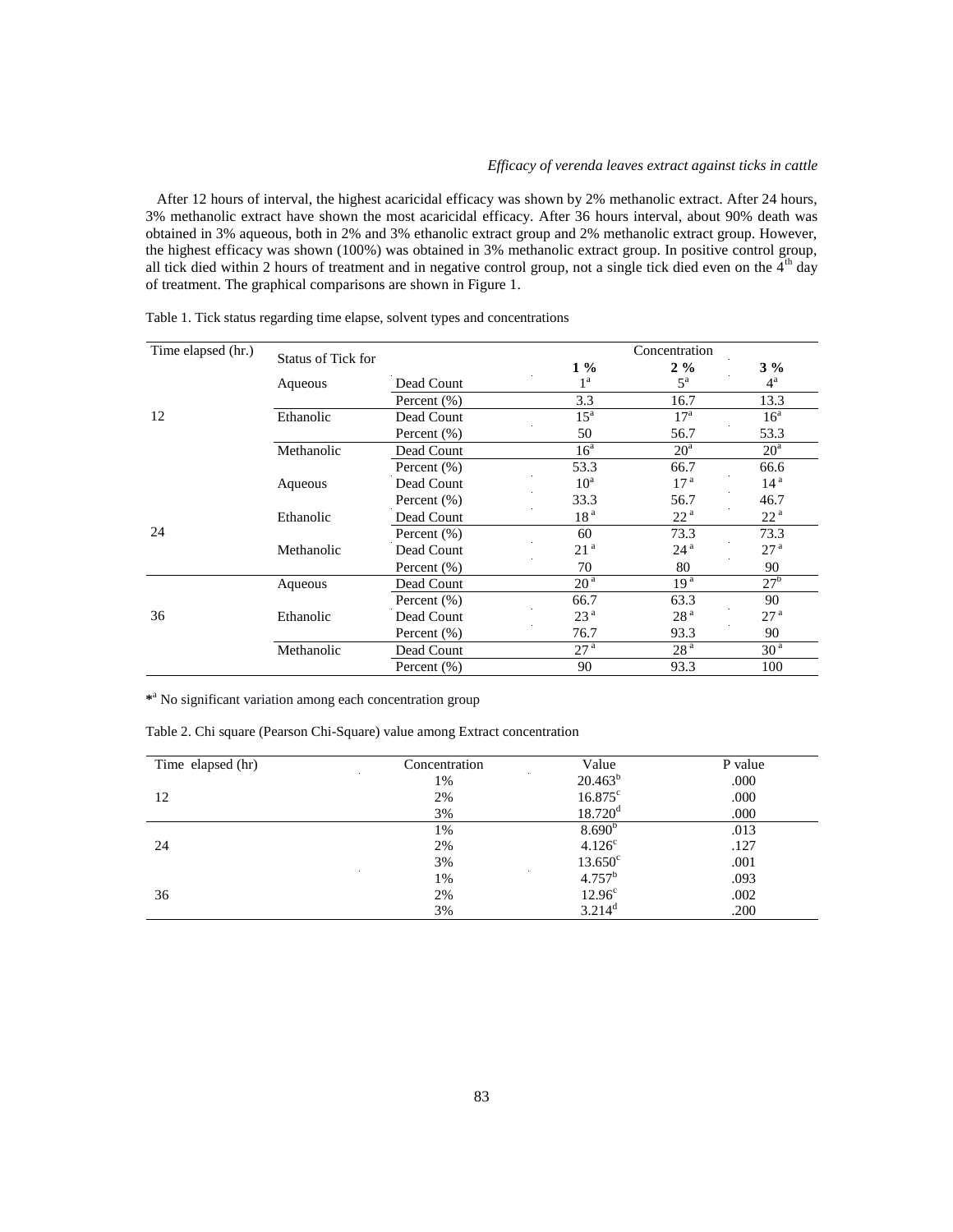After 12 hours of interval, the highest acaricidal efficacy was shown by 2% methanolic extract. After 24 hours, 3% methanolic extract have shown the most acaricidal efficacy. After 36 hours interval, about 90% death was obtained in 3% aqueous, both in 2% and 3% ethanolic extract group and 2% methanolic extract group. However, the highest efficacy was shown (100%) was obtained in 3% methanolic extract group. In positive control group, all tick died within 2 hours of treatment and in negative control group, not a single tick died even on the 4th day of treatment. The graphical comparisons are shown in Figure 1.

Table 1. Tick status regarding time elapse, solvent types and concentrations

| Time elapsed (hr.) | Status of Tick for | | Concentration | | |
|---|---|---|---|---|---|
| | | | **1 %** | **2 %** | **3 %** |
| 12 | Aqueous | Dead Count | 1[a] | 5[a] | 4[a] |
| | | Percent (%) | 3.3 | 16.7 | 13.3 |
| | Ethanolic | Dead Count | 15[a] | 17[a] | 16[a] |
| | | Percent (%) | 50 | 56.7 | 53.3 |
| | Methanolic | Dead Count | 16[a] | 20[a] | 20[a] |
| | | Percent (%) | 53.3 | 66.7 | 66.6 |
| 24 | Aqueous | Dead Count | 10[a] | 17[a] | 14[a] |
| | | Percent (%) | 33.3 | 56.7 | 46.7 |
| | Ethanolic | Dead Count | 18[a] | 22[a] | 22[a] |
| | | Percent (%) | 60 | 73.3 | 73.3 |
| | Methanolic | Dead Count | 21[a] | 24[a] | 27[a] |
| | | Percent (%) | 70 | 80 | 90 |
| 36 | Aqueous | Dead Count | 20[a] | 19[a] | 27[b] |
| | | Percent (%) | 66.7 | 63.3 | 90 |
| | Ethanolic | Dead Count | 23[a] | 28[a] | 27[a] |
| | | Percent (%) | 76.7 | 93.3 | 90 |
| | Methanolic | Dead Count | 27[a] | 28[a] | 30[a] |
| | | Percent (%) | 90 | 93.3 | 100 |

*[a] No significant variation among each concentration group

Table 2. Chi square (Pearson Chi-Square) value among Extract concentration

| Time elapsed (hr) | Concentration | Value | P value |
|---|---|---|---|
| 12 | 1% | 20.463[b] | .000 |
| | 2% | 16.875[c] | .000 |
| | 3% | 18.720[d] | .000 |
| 24 | 1% | 8.690[b] | .013 |
| | 2% | 4.126[c] | .127 |
| | 3% | 13.650[c] | .001 |
| 36 | 1% | 4.757[b] | .093 |
| | 2% | 12.96[c] | .002 |
| | 3% | 3.214[d] | .200 |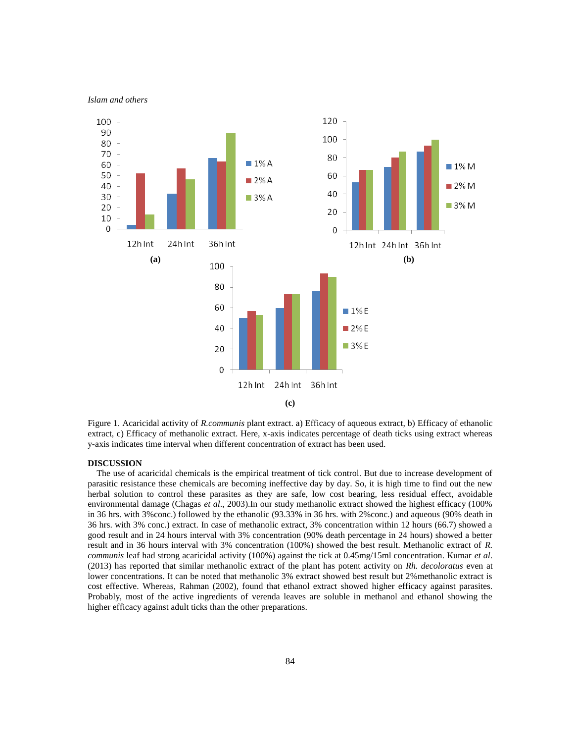Figure 1. Acaricidal activity of *R.communis* plant extract. a) Efficacy of aqueous extract, b) Efficacy of ethanolic extract, c) Efficacy of methanolic extract. Here, x-axis indicates percentage of death ticks using extract whereas y-axis indicates time interval when different concentration of extract has been used.

## DISCUSSION

The use of acaricidal chemicals is the empirical treatment of tick control. But due to increase development of parasitic resistance these chemicals are becoming ineffective day by day. So, it is high time to find out the new herbal solution to control these parasites as they are safe, low cost bearing, less residual effect, avoidable environmental damage (Chagas *et al*., 2003).In our study methanolic extract showed the highest efficacy (100% in 36 hrs. with 3%conc.) followed by the ethanolic (93.33% in 36 hrs. with 2%conc.) and aqueous (90% death in 36 hrs. with 3% conc.) extract. In case of methanolic extract, 3% concentration within 12 hours (66.7) showed a good result and in 24 hours interval with 3% concentration (90% death percentage in 24 hours) showed a better result and in 36 hours interval with 3% concentration (100%) showed the best result. Methanolic extract of *R. communis* leaf had strong acaricidal activity (100%) against the tick at 0.45mg/15ml concentration. Kumar *et al*. (2013) has reported that similar methanolic extract of the plant has potent activity on *Rh. decoloratus* even at lower concentrations. It can be noted that methanolic 3% extract showed best result but 2%methanolic extract is cost effective. Whereas, Rahman (2002), found that ethanol extract showed higher efficacy against parasites. Probably, most of the active ingredients of verenda leaves are soluble in methanol and ethanol showing the higher efficacy against adult ticks than the other preparations.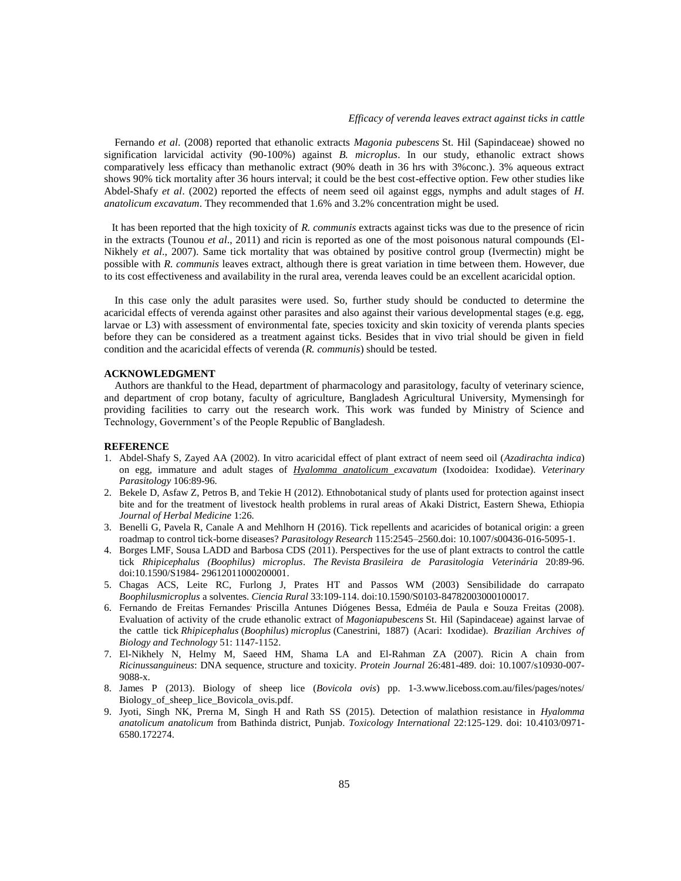Fernando *et al*. (2008) reported that ethanolic extracts *Magonia pubescens* St. Hil (Sapindaceae) showed no signification larvicidal activity (90-100%) against *B. microplus*. In our study, ethanolic extract shows comparatively less efficacy than methanolic extract (90% death in 36 hrs with 3%conc.). 3% aqueous extract shows 90% tick mortality after 36 hours interval; it could be the best cost-effective option. Few other studies like Abdel-Shafy *et al*. (2002) reported the effects of neem seed oil against eggs, nymphs and adult stages of *H. anatolicum excavatum*. They recommended that 1.6% and 3.2% concentration might be used.

It has been reported that the high toxicity of *R. communis* extracts against ticks was due to the presence of ricin in the extracts (Tounou *et al*., 2011) and ricin is reported as one of the most poisonous natural compounds (El-Nikhely *et al*., 2007). Same tick mortality that was obtained by positive control group (Ivermectin) might be possible with *R. communis* leaves extract, although there is great variation in time between them. However, due to its cost effectiveness and availability in the rural area, verenda leaves could be an excellent acaricidal option.

In this case only the adult parasites were used. So, further study should be conducted to determine the acaricidal effects of verenda against other parasites and also against their various developmental stages (e.g. egg, larvae or L3) with assessment of environmental fate, species toxicity and skin toxicity of verenda plants species before they can be considered as a treatment against ticks. Besides that in vivo trial should be given in field condition and the acaricidal effects of verenda (*R. communis*) should be tested.

## ACKNOWLEDGMENT

Authors are thankful to the Head, department of pharmacology and parasitology, faculty of veterinary science, and department of crop botany, faculty of agriculture, Bangladesh Agricultural University, Mymensingh for providing facilities to carry out the research work. This work was funded by Ministry of Science and Technology, Government's of the People Republic of Bangladesh.

## REFERENCE

1. Abdel-Shafy S, Zayed AA (2002). In vitro acaricidal effect of plant extract of neem seed oil (*Azadirachta indica*) on egg, immature and adult stages of *Hyalomma anatolicum excavatum* (Ixodoidea: Ixodidae). *Veterinary Parasitology* 106:89-96.
2. Bekele D, Asfaw Z, Petros B, and Tekie H (2012). Ethnobotanical study of plants used for protection against insect bite and for the treatment of livestock health problems in rural areas of Akaki District, Eastern Shewa, Ethiopia *Journal of Herbal Medicine* 1:26.
3. Benelli G, Pavela R, Canale A and Mehlhorn H (2016). Tick repellents and acaricides of botanical origin: a green roadmap to control tick-borne diseases? *Parasitology Research* 115:2545–2560.doi: 10.1007/s00436-016-5095-1.
4. Borges LMF, Sousa LADD and Barbosa CDS (2011). Perspectives for the use of plant extracts to control the cattle tick *Rhipicephalus (Boophilus) microplus*. *The Revista Brasileira de Parasitologia Veterinária* 20:89-96. doi:10.1590/S1984- 29612011000200001.
5. Chagas ACS, Leite RC, Furlong J, Prates HT and Passos WM (2003) Sensibilidade do carrapato *Boophilusmicroplus* a solventes. *Ciencia Rural* 33:109-114. doi:10.1590/S0103-84782003000100017.
6. Fernando de Freitas Fernandes, Priscilla Antunes Diógenes Bessa, Edméia de Paula e Souza Freitas (2008). Evaluation of activity of the crude ethanolic extract of *Magoniapubescens* St. Hil (Sapindaceae) against larvae of the cattle tick *Rhipicephalus* (*Boophilus*) *microplus* (Canestrini, 1887) (Acari: Ixodidae). *Brazilian Archives of Biology and Technology* 51: 1147-1152.
7. El-Nikhely N, Helmy M, Saeed HM, Shama LA and El-Rahman ZA (2007). Ricin A chain from *Ricinussanguineus*: DNA sequence, structure and toxicity. *Protein Journal* 26:481-489. doi: 10.1007/s10930-007-9088-x.
8. James P (2013). Biology of sheep lice (*Bovicola ovis*) pp. 1-3.www.liceboss.com.au/files/pages/notes/ Biology_of_sheep_lice_Bovicola_ovis.pdf.
9. Jyoti, Singh NK, Prerna M, Singh H and Rath SS (2015). Detection of malathion resistance in *Hyalomma anatolicum anatolicum* from Bathinda district, Punjab. *Toxicology International* 22:125-129. doi: 10.4103/0971-6580.172274.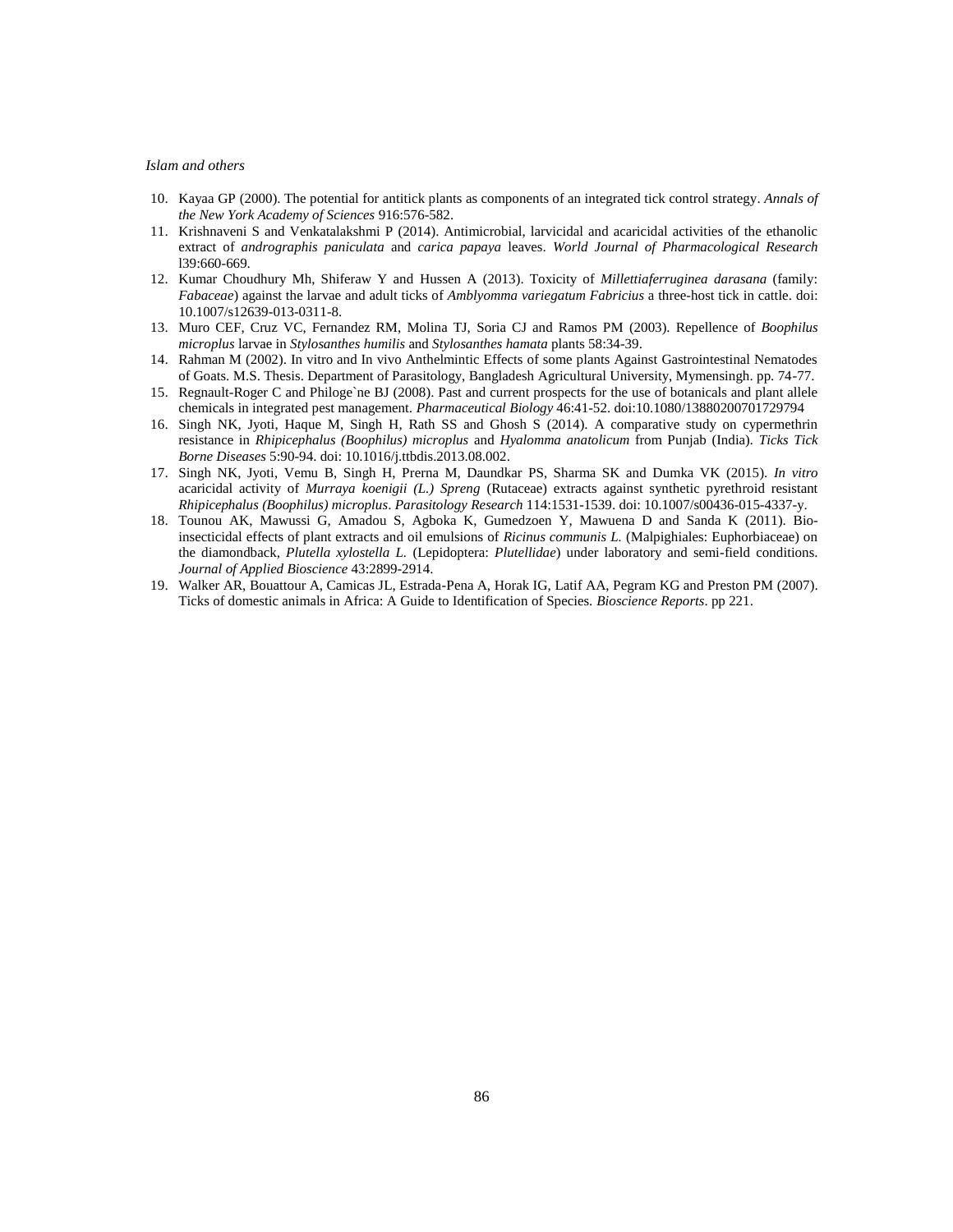10. Kayaa GP (2000). The potential for antitick plants as components of an integrated tick control strategy. *Annals of the New York Academy of Sciences* 916:576-582.
11. Krishnaveni S and Venkatalakshmi P (2014). Antimicrobial, larvicidal and acaricidal activities of the ethanolic extract of *andrographis paniculata* and *carica papaya* leaves. *World Journal of Pharmacological Research* l39:660-669.
12. Kumar Choudhury Mh, Shiferaw Y and Hussen A (2013). Toxicity of *Millettiaferruginea darasana* (family: *Fabaceae*) against the larvae and adult ticks of *Amblyomma variegatum Fabricius* a three-host tick in cattle. doi: 10.1007/s12639-013-0311-8.
13. Muro CEF, Cruz VC, Fernandez RM, Molina TJ, Soria CJ and Ramos PM (2003). Repellence of *Boophilus microplus* larvae in *Stylosanthes humilis* and *Stylosanthes hamata* plants 58:34-39.
14. Rahman M (2002). In vitro and In vivo Anthelmintic Effects of some plants Against Gastrointestinal Nematodes of Goats. M.S. Thesis. Department of Parasitology, Bangladesh Agricultural University, Mymensingh. pp. 74-77.
15. Regnault-Roger C and Philoge`ne BJ (2008). Past and current prospects for the use of botanicals and plant allele chemicals in integrated pest management. *Pharmaceutical Biology* 46:41-52. doi:10.1080/13880200701729794
16. Singh NK, Jyoti, Haque M, Singh H, Rath SS and Ghosh S (2014). A comparative study on cypermethrin resistance in *Rhipicephalus (Boophilus) microplus* and *Hyalomma anatolicum* from Punjab (India). *Ticks Tick Borne Diseases* 5:90-94. doi: 10.1016/j.ttbdis.2013.08.002.
17. Singh NK, Jyoti, Vemu B, Singh H, Prerna M, Daundkar PS, Sharma SK and Dumka VK (2015). *In vitro* acaricidal activity of *Murraya koenigii (L.) Spreng* (Rutaceae) extracts against synthetic pyrethroid resistant *Rhipicephalus (Boophilus) microplus*. *Parasitology Research* 114:1531-1539. doi: 10.1007/s00436-015-4337-y.
18. Tounou AK, Mawussi G, Amadou S, Agboka K, Gumedzoen Y, Mawuena D and Sanda K (2011). Bio-insecticidal effects of plant extracts and oil emulsions of *Ricinus communis L.* (Malpighiales: Euphorbiaceae) on the diamondback, *Plutella xylostella L.* (Lepidoptera: *Plutellidae*) under laboratory and semi-field conditions. *Journal of Applied Bioscience* 43:2899-2914.
19. Walker AR, Bouattour A, Camicas JL, Estrada-Pena A, Horak IG, Latif AA, Pegram KG and Preston PM (2007). Ticks of domestic animals in Africa: A Guide to Identification of Species. *Bioscience Reports*. pp 221.